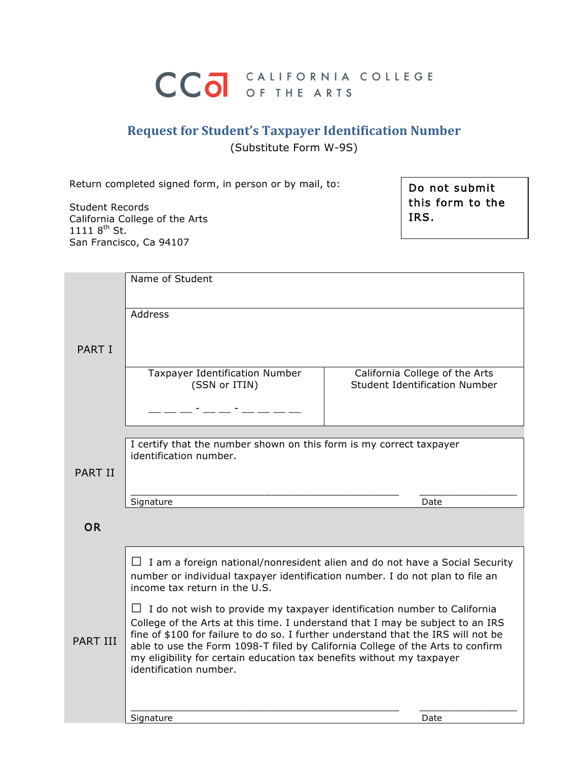CALIFORNIA COLLEGE OF THE ARTS

# Request for Student's Taxpayer Identification Number

(Substitute Form W-9S)

Return completed signed form, in person or by mail, to:

Student Records
California College of the Arts
1111 8th St.
San Francisco, Ca 94107

**Do not submit this form to the IRS.**

| PART I | | |
|---|---|---|
| | Name of Student | |
| | Address | |
| | Taxpayer Identification Number (SSN or ITIN)<br>___ ___ ___ - ___ ___ - ___ ___ ___ ___ | California College of the Arts Student Identification Number |

**PART II**

I certify that the number shown on this form is my correct taxpayer identification number.

_______________________________________________ __________________
Signature Date

**OR**

**PART III**

☐ I am a foreign national/nonresident alien and do not have a Social Security number or individual taxpayer identification number. I do not plan to file an income tax return in the U.S.

☐ I do not wish to provide my taxpayer identification number to California College of the Arts at this time. I understand that I may be subject to an IRS fine of $100 for failure to do so. I further understand that the IRS will not be able to use the Form 1098-T filed by California College of the Arts to confirm my eligibility for certain education tax benefits without my taxpayer identification number.

_______________________________________________ __________________
Signature Date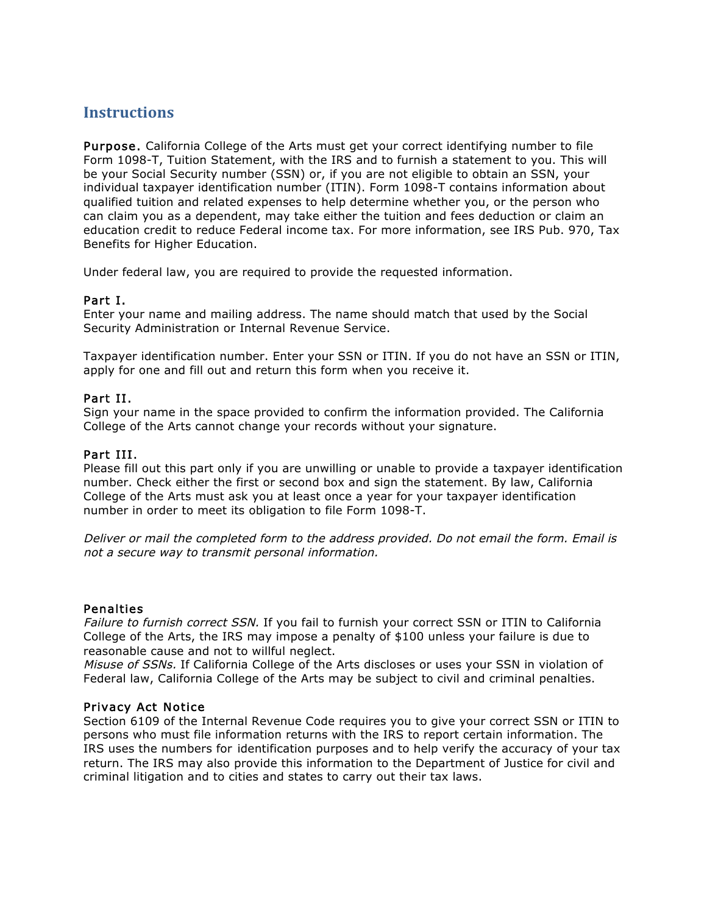## Instructions

**Purpose.** California College of the Arts must get your correct identifying number to file Form 1098-T, Tuition Statement, with the IRS and to furnish a statement to you. This will be your Social Security number (SSN) or, if you are not eligible to obtain an SSN, your individual taxpayer identification number (ITIN). Form 1098-T contains information about qualified tuition and related expenses to help determine whether you, or the person who can claim you as a dependent, may take either the tuition and fees deduction or claim an education credit to reduce Federal income tax. For more information, see IRS Pub. 970, Tax Benefits for Higher Education.

Under federal law, you are required to provide the requested information.

**Part I.**
Enter your name and mailing address. The name should match that used by the Social Security Administration or Internal Revenue Service.

Taxpayer identification number. Enter your SSN or ITIN. If you do not have an SSN or ITIN, apply for one and fill out and return this form when you receive it.

**Part II.**
Sign your name in the space provided to confirm the information provided. The California College of the Arts cannot change your records without your signature.

**Part III.**
Please fill out this part only if you are unwilling or unable to provide a taxpayer identification number. Check either the first or second box and sign the statement. By law, California College of the Arts must ask you at least once a year for your taxpayer identification number in order to meet its obligation to file Form 1098-T.

*Deliver or mail the completed form to the address provided. Do not email the form. Email is not a secure way to transmit personal information.*

**Penalties**
*Failure to furnish correct SSN.* If you fail to furnish your correct SSN or ITIN to California College of the Arts, the IRS may impose a penalty of $100 unless your failure is due to reasonable cause and not to willful neglect.
*Misuse of SSNs.* If California College of the Arts discloses or uses your SSN in violation of Federal law, California College of the Arts may be subject to civil and criminal penalties.

**Privacy Act Notice**
Section 6109 of the Internal Revenue Code requires you to give your correct SSN or ITIN to persons who must file information returns with the IRS to report certain information. The IRS uses the numbers for identification purposes and to help verify the accuracy of your tax return. The IRS may also provide this information to the Department of Justice for civil and criminal litigation and to cities and states to carry out their tax laws.